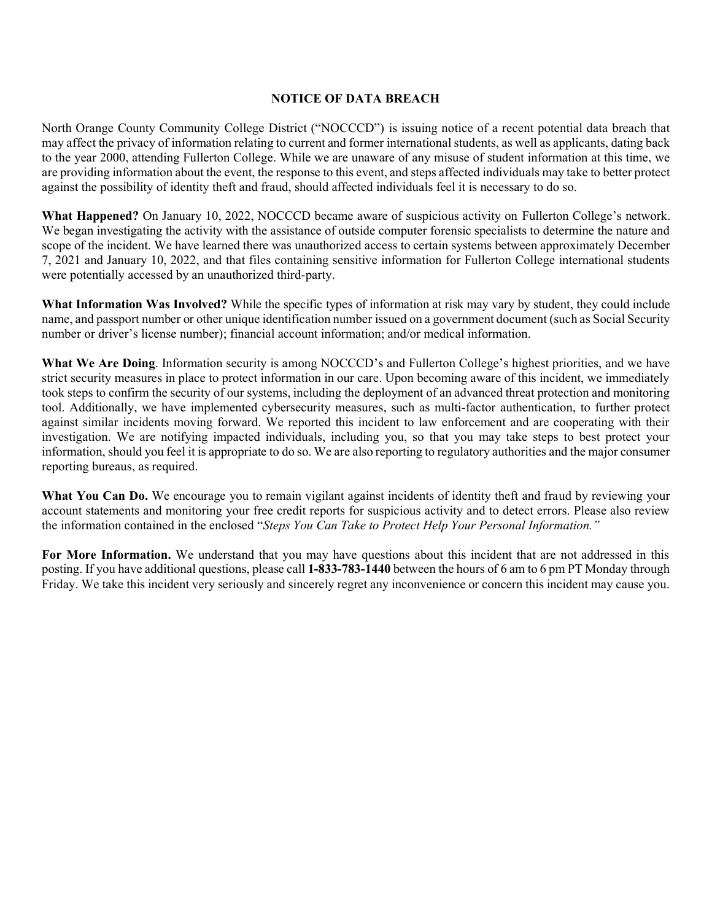# NOTICE OF DATA BREACH

North Orange County Community College District ("NOCCCD") is issuing notice of a recent potential data breach that may affect the privacy of information relating to current and former international students, as well as applicants, dating back to the year 2000, attending Fullerton College. While we are unaware of any misuse of student information at this time, we are providing information about the event, the response to this event, and steps affected individuals may take to better protect against the possibility of identity theft and fraud, should affected individuals feel it is necessary to do so.

**What Happened?** On January 10, 2022, NOCCCD became aware of suspicious activity on Fullerton College's network. We began investigating the activity with the assistance of outside computer forensic specialists to determine the nature and scope of the incident. We have learned there was unauthorized access to certain systems between approximately December 7, 2021 and January 10, 2022, and that files containing sensitive information for Fullerton College international students were potentially accessed by an unauthorized third-party.

**What Information Was Involved?** While the specific types of information at risk may vary by student, they could include name, and passport number or other unique identification number issued on a government document (such as Social Security number or driver's license number); financial account information; and/or medical information.

**What We Are Doing**. Information security is among NOCCCD's and Fullerton College's highest priorities, and we have strict security measures in place to protect information in our care. Upon becoming aware of this incident, we immediately took steps to confirm the security of our systems, including the deployment of an advanced threat protection and monitoring tool. Additionally, we have implemented cybersecurity measures, such as multi-factor authentication, to further protect against similar incidents moving forward. We reported this incident to law enforcement and are cooperating with their investigation. We are notifying impacted individuals, including you, so that you may take steps to best protect your information, should you feel it is appropriate to do so. We are also reporting to regulatory authorities and the major consumer reporting bureaus, as required.

**What You Can Do.** We encourage you to remain vigilant against incidents of identity theft and fraud by reviewing your account statements and monitoring your free credit reports for suspicious activity and to detect errors. Please also review the information contained in the enclosed "*Steps You Can Take to Protect Help Your Personal Information."*

**For More Information.** We understand that you may have questions about this incident that are not addressed in this posting. If you have additional questions, please call **1-833-783-1440** between the hours of 6 am to 6 pm PT Monday through Friday. We take this incident very seriously and sincerely regret any inconvenience or concern this incident may cause you.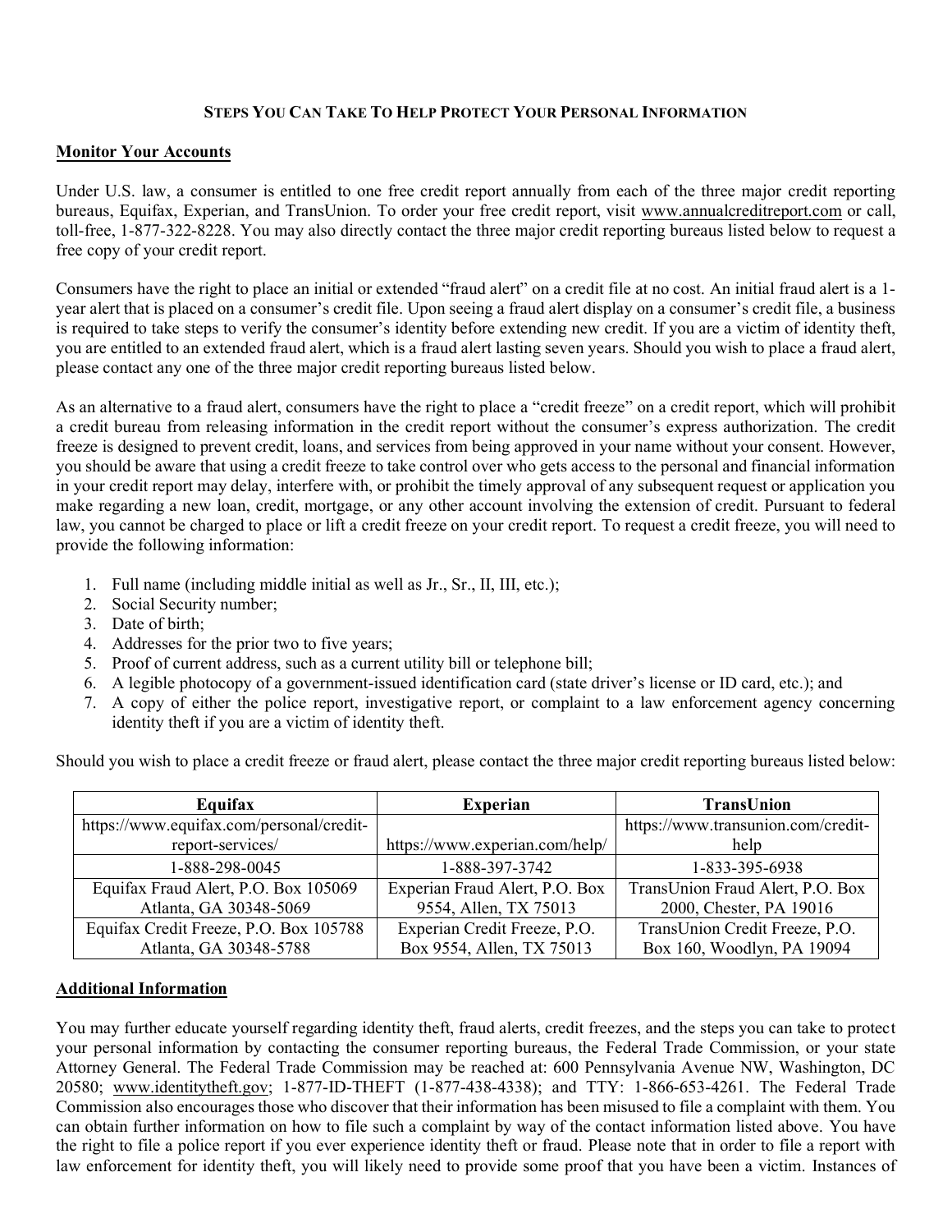## Steps You Can Take To Help Protect Your Personal Information

**Monitor Your Accounts**

Under U.S. law, a consumer is entitled to one free credit report annually from each of the three major credit reporting bureaus, Equifax, Experian, and TransUnion. To order your free credit report, visit www.annualcreditreport.com or call, toll-free, 1-877-322-8228. You may also directly contact the three major credit reporting bureaus listed below to request a free copy of your credit report.

Consumers have the right to place an initial or extended "fraud alert" on a credit file at no cost. An initial fraud alert is a 1-year alert that is placed on a consumer's credit file. Upon seeing a fraud alert display on a consumer's credit file, a business is required to take steps to verify the consumer's identity before extending new credit. If you are a victim of identity theft, you are entitled to an extended fraud alert, which is a fraud alert lasting seven years. Should you wish to place a fraud alert, please contact any one of the three major credit reporting bureaus listed below.

As an alternative to a fraud alert, consumers have the right to place a "credit freeze" on a credit report, which will prohibit a credit bureau from releasing information in the credit report without the consumer's express authorization. The credit freeze is designed to prevent credit, loans, and services from being approved in your name without your consent. However, you should be aware that using a credit freeze to take control over who gets access to the personal and financial information in your credit report may delay, interfere with, or prohibit the timely approval of any subsequent request or application you make regarding a new loan, credit, mortgage, or any other account involving the extension of credit. Pursuant to federal law, you cannot be charged to place or lift a credit freeze on your credit report. To request a credit freeze, you will need to provide the following information:

1. Full name (including middle initial as well as Jr., Sr., II, III, etc.);
2. Social Security number;
3. Date of birth;
4. Addresses for the prior two to five years;
5. Proof of current address, such as a current utility bill or telephone bill;
6. A legible photocopy of a government-issued identification card (state driver's license or ID card, etc.); and
7. A copy of either the police report, investigative report, or complaint to a law enforcement agency concerning identity theft if you are a victim of identity theft.

Should you wish to place a credit freeze or fraud alert, please contact the three major credit reporting bureaus listed below:

| Equifax | Experian | TransUnion |
|---|---|---|
| https://www.equifax.com/personal/credit-report-services/ | https://www.experian.com/help/ | https://www.transunion.com/credit-help |
| 1-888-298-0045 | 1-888-397-3742 | 1-833-395-6938 |
| Equifax Fraud Alert, P.O. Box 105069 Atlanta, GA 30348-5069 | Experian Fraud Alert, P.O. Box 9554, Allen, TX 75013 | TransUnion Fraud Alert, P.O. Box 2000, Chester, PA 19016 |
| Equifax Credit Freeze, P.O. Box 105788 Atlanta, GA 30348-5788 | Experian Credit Freeze, P.O. Box 9554, Allen, TX 75013 | TransUnion Credit Freeze, P.O. Box 160, Woodlyn, PA 19094 |

**Additional Information**

You may further educate yourself regarding identity theft, fraud alerts, credit freezes, and the steps you can take to protect your personal information by contacting the consumer reporting bureaus, the Federal Trade Commission, or your state Attorney General. The Federal Trade Commission may be reached at: 600 Pennsylvania Avenue NW, Washington, DC 20580; www.identitytheft.gov; 1-877-ID-THEFT (1-877-438-4338); and TTY: 1-866-653-4261. The Federal Trade Commission also encourages those who discover that their information has been misused to file a complaint with them. You can obtain further information on how to file such a complaint by way of the contact information listed above. You have the right to file a police report if you ever experience identity theft or fraud. Please note that in order to file a report with law enforcement for identity theft, you will likely need to provide some proof that you have been a victim. Instances of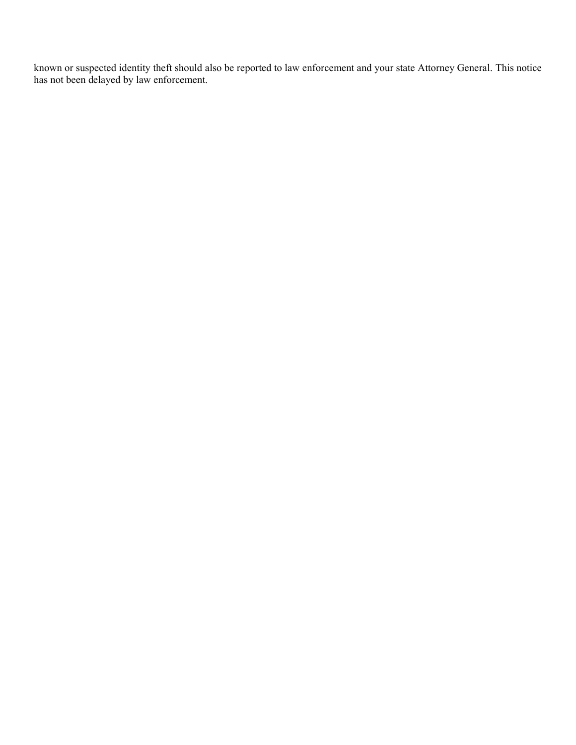known or suspected identity theft should also be reported to law enforcement and your state Attorney General. This notice has not been delayed by law enforcement.